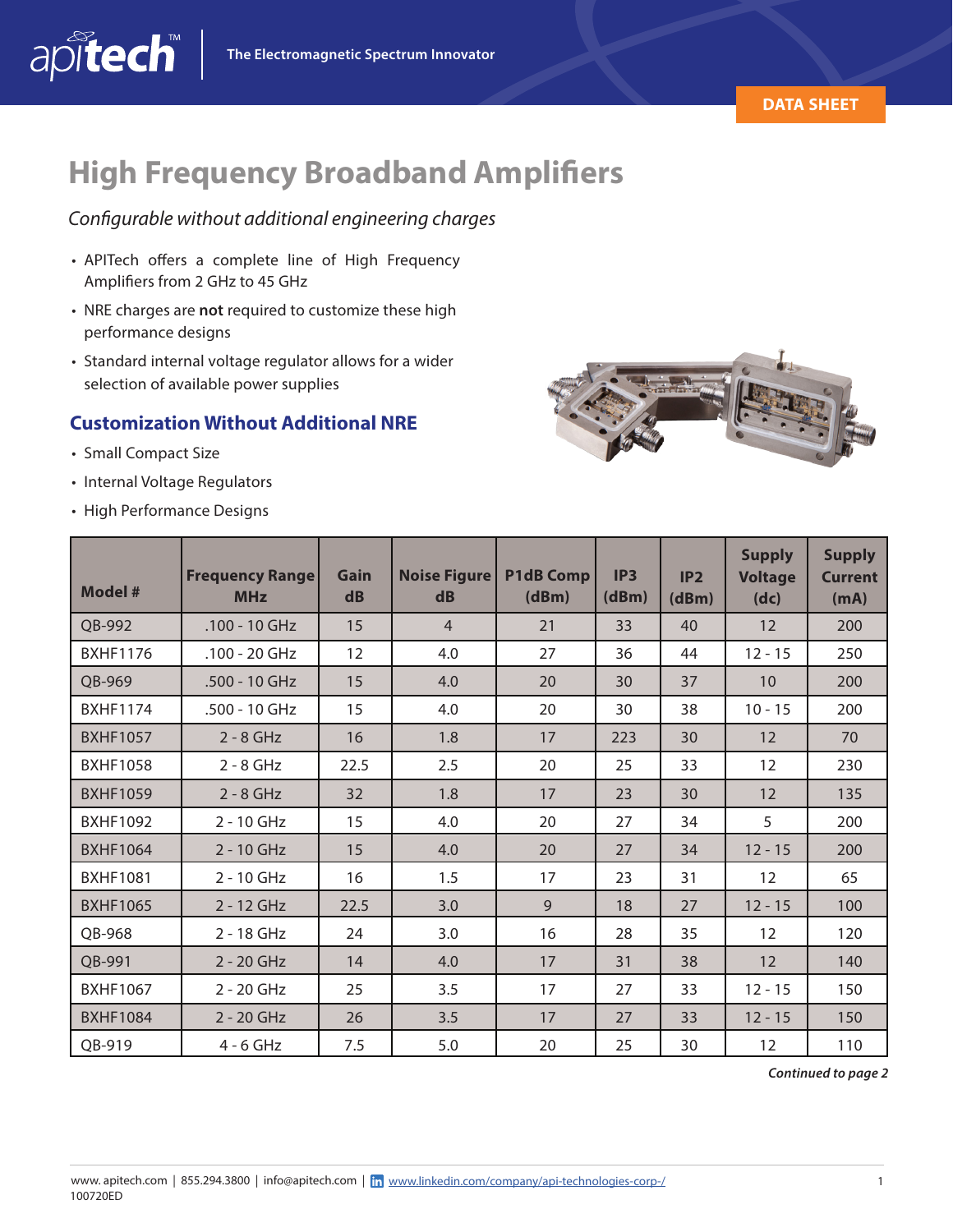# High Frequency Broadband Amplifiers

*Configurable without additional engineering charges*

- APITech offers a complete line of High Frequency Amplifiers from 2 GHz to 45 GHz
- NRE charges are **not** required to customize these high performance designs
- Standard internal voltage regulator allows for a wider selection of available power supplies

## Customization Without Additional NRE

- Small Compact Size
- Internal Voltage Regulators
- High Performance Designs

| Model # | Frequency Range MHz | Gain dB | Noise Figure dB | P1dB Comp (dBm) | IP3 (dBm) | IP2 (dBm) | Supply Voltage (dc) | Supply Current (mA) |
|---|---|---|---|---|---|---|---|---|
| QB-992 | .100 - 10 GHz | 15 | 4 | 21 | 33 | 40 | 12 | 200 |
| BXHF1176 | .100 - 20 GHz | 12 | 4.0 | 27 | 36 | 44 | 12 - 15 | 250 |
| QB-969 | .500 - 10 GHz | 15 | 4.0 | 20 | 30 | 37 | 10 | 200 |
| BXHF1174 | .500 - 10 GHz | 15 | 4.0 | 20 | 30 | 38 | 10 - 15 | 200 |
| BXHF1057 | 2 - 8 GHz | 16 | 1.8 | 17 | 223 | 30 | 12 | 70 |
| BXHF1058 | 2 - 8 GHz | 22.5 | 2.5 | 20 | 25 | 33 | 12 | 230 |
| BXHF1059 | 2 - 8 GHz | 32 | 1.8 | 17 | 23 | 30 | 12 | 135 |
| BXHF1092 | 2 - 10 GHz | 15 | 4.0 | 20 | 27 | 34 | 5 | 200 |
| BXHF1064 | 2 - 10 GHz | 15 | 4.0 | 20 | 27 | 34 | 12 - 15 | 200 |
| BXHF1081 | 2 - 10 GHz | 16 | 1.5 | 17 | 23 | 31 | 12 | 65 |
| BXHF1065 | 2 - 12 GHz | 22.5 | 3.0 | 9 | 18 | 27 | 12 - 15 | 100 |
| QB-968 | 2 - 18 GHz | 24 | 3.0 | 16 | 28 | 35 | 12 | 120 |
| QB-991 | 2 - 20 GHz | 14 | 4.0 | 17 | 31 | 38 | 12 | 140 |
| BXHF1067 | 2 - 20 GHz | 25 | 3.5 | 17 | 27 | 33 | 12 - 15 | 150 |
| BXHF1084 | 2 - 20 GHz | 26 | 3.5 | 17 | 27 | 33 | 12 - 15 | 150 |
| QB-919 | 4 - 6 GHz | 7.5 | 5.0 | 20 | 25 | 30 | 12 | 110 |

***Continued to page 2***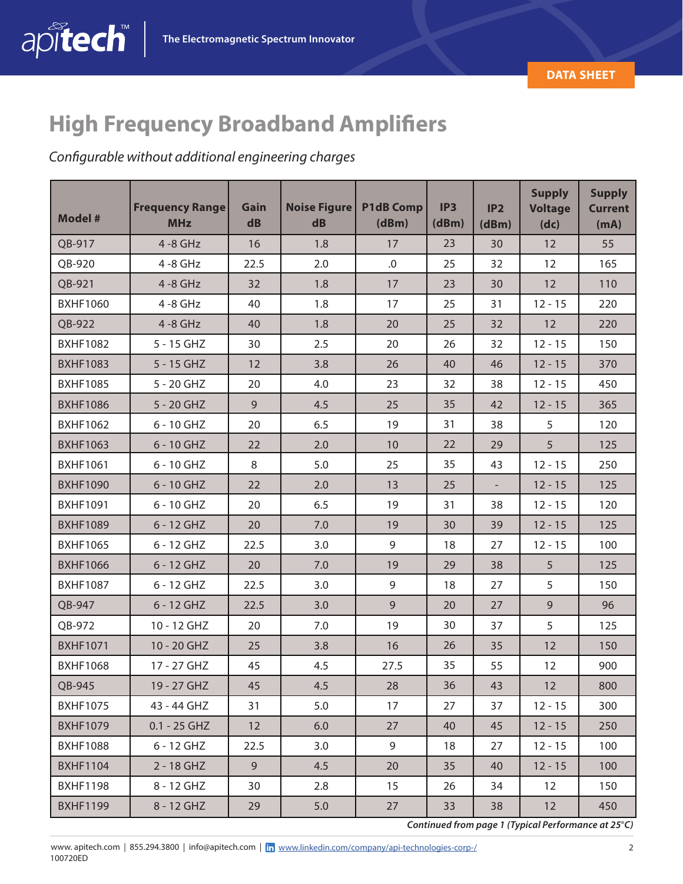# High Frequency Broadband Amplifiers

*Configurable without additional engineering charges*

| Model # | Frequency Range MHz | Gain dB | Noise Figure dB | P1dB Comp (dBm) | IP3 (dBm) | IP2 (dBm) | Supply Voltage (dc) | Supply Current (mA) |
|---|---|---|---|---|---|---|---|---|
| QB-917 | 4 -8 GHz | 16 | 1.8 | 17 | 23 | 30 | 12 | 55 |
| QB-920 | 4 -8 GHz | 22.5 | 2.0 | .0 | 25 | 32 | 12 | 165 |
| QB-921 | 4 -8 GHz | 32 | 1.8 | 17 | 23 | 30 | 12 | 110 |
| BXHF1060 | 4 -8 GHz | 40 | 1.8 | 17 | 25 | 31 | 12 - 15 | 220 |
| QB-922 | 4 -8 GHz | 40 | 1.8 | 20 | 25 | 32 | 12 | 220 |
| BXHF1082 | 5 - 15 GHZ | 30 | 2.5 | 20 | 26 | 32 | 12 - 15 | 150 |
| BXHF1083 | 5 - 15 GHZ | 12 | 3.8 | 26 | 40 | 46 | 12 - 15 | 370 |
| BXHF1085 | 5 - 20 GHZ | 20 | 4.0 | 23 | 32 | 38 | 12 - 15 | 450 |
| BXHF1086 | 5 - 20 GHZ | 9 | 4.5 | 25 | 35 | 42 | 12 - 15 | 365 |
| BXHF1062 | 6 - 10 GHZ | 20 | 6.5 | 19 | 31 | 38 | 5 | 120 |
| BXHF1063 | 6 - 10 GHZ | 22 | 2.0 | 10 | 22 | 29 | 5 | 125 |
| BXHF1061 | 6 - 10 GHZ | 8 | 5.0 | 25 | 35 | 43 | 12 - 15 | 250 |
| BXHF1090 | 6 - 10 GHZ | 22 | 2.0 | 13 | 25 | - | 12 - 15 | 125 |
| BXHF1091 | 6 - 10 GHZ | 20 | 6.5 | 19 | 31 | 38 | 12 - 15 | 120 |
| BXHF1089 | 6 - 12 GHZ | 20 | 7.0 | 19 | 30 | 39 | 12 - 15 | 125 |
| BXHF1065 | 6 - 12 GHZ | 22.5 | 3.0 | 9 | 18 | 27 | 12 - 15 | 100 |
| BXHF1066 | 6 - 12 GHZ | 20 | 7.0 | 19 | 29 | 38 | 5 | 125 |
| BXHF1087 | 6 - 12 GHZ | 22.5 | 3.0 | 9 | 18 | 27 | 5 | 150 |
| QB-947 | 6 - 12 GHZ | 22.5 | 3.0 | 9 | 20 | 27 | 9 | 96 |
| QB-972 | 10 - 12 GHZ | 20 | 7.0 | 19 | 30 | 37 | 5 | 125 |
| BXHF1071 | 10 - 20 GHZ | 25 | 3.8 | 16 | 26 | 35 | 12 | 150 |
| BXHF1068 | 17 - 27 GHZ | 45 | 4.5 | 27.5 | 35 | 55 | 12 | 900 |
| QB-945 | 19 - 27 GHZ | 45 | 4.5 | 28 | 36 | 43 | 12 | 800 |
| BXHF1075 | 43 - 44 GHZ | 31 | 5.0 | 17 | 27 | 37 | 12 - 15 | 300 |
| BXHF1079 | 0.1 - 25 GHZ | 12 | 6.0 | 27 | 40 | 45 | 12 - 15 | 250 |
| BXHF1088 | 6 - 12 GHZ | 22.5 | 3.0 | 9 | 18 | 27 | 12 - 15 | 100 |
| BXHF1104 | 2 - 18 GHZ | 9 | 4.5 | 20 | 35 | 40 | 12 - 15 | 100 |
| BXHF1198 | 8 - 12 GHZ | 30 | 2.8 | 15 | 26 | 34 | 12 | 150 |
| BXHF1199 | 8 - 12 GHZ | 29 | 5.0 | 27 | 33 | 38 | 12 | 450 |

***Continued from page 1 (Typical Performance at 25°C)***

www.apitech.com | 855.294.3800 | info@apitech.com | www.linkedin.com/company/api-technologies-corp-/
100720ED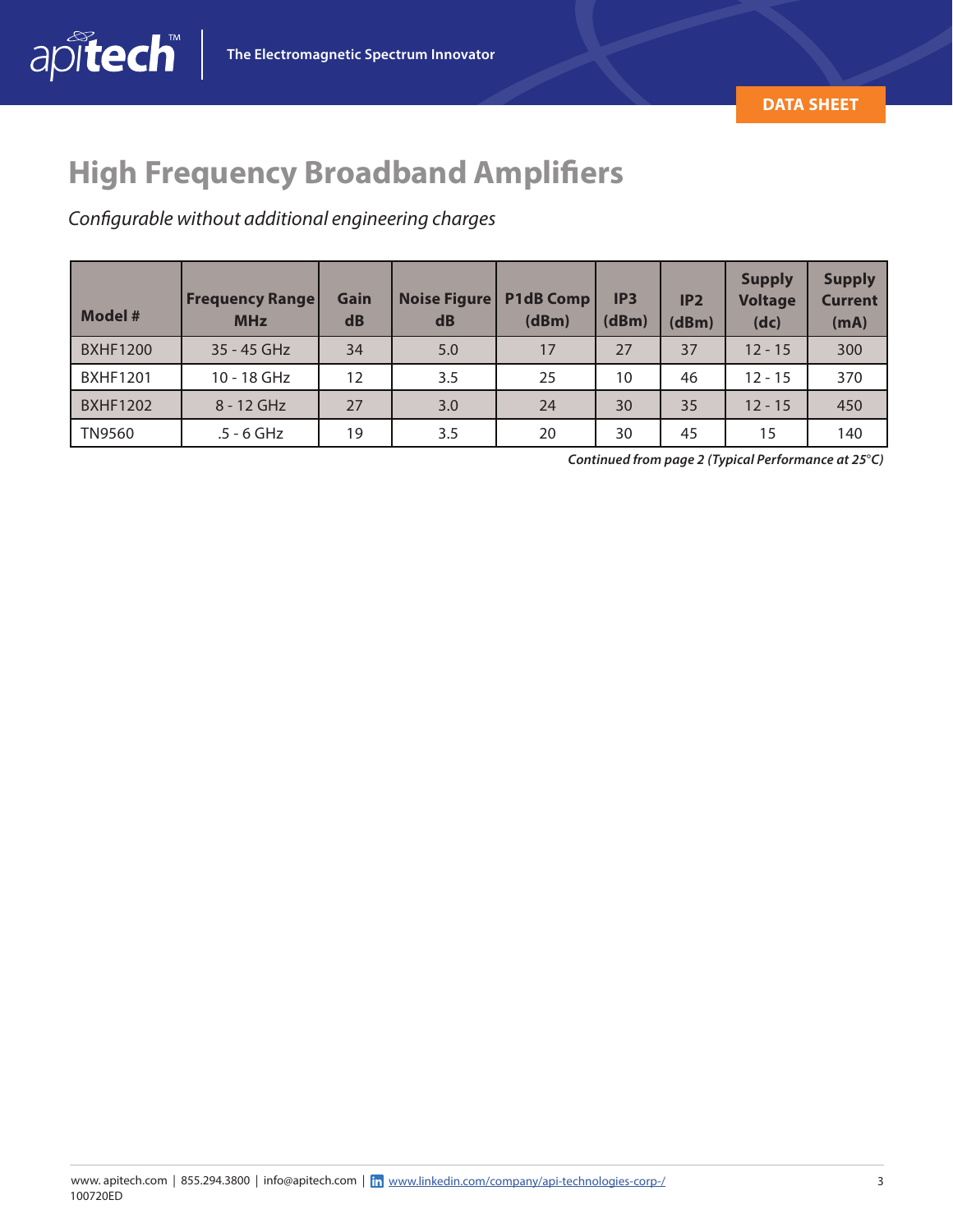# High Frequency Broadband Amplifiers

*Configurable without additional engineering charges*

| Model # | Frequency Range MHz | Gain dB | Noise Figure dB | P1dB Comp (dBm) | IP3 (dBm) | IP2 (dBm) | Supply Voltage (dc) | Supply Current (mA) |
|---|---|---|---|---|---|---|---|---|
| BXHF1200 | 35 - 45 GHz | 34 | 5.0 | 17 | 27 | 37 | 12 - 15 | 300 |
| BXHF1201 | 10 - 18 GHz | 12 | 3.5 | 25 | 10 | 46 | 12 - 15 | 370 |
| BXHF1202 | 8 - 12 GHz | 27 | 3.0 | 24 | 30 | 35 | 12 - 15 | 450 |
| TN9560 | .5 - 6 GHz | 19 | 3.5 | 20 | 30 | 45 | 15 | 140 |

***Continued from page 2 (Typical Performance at 25°C)***